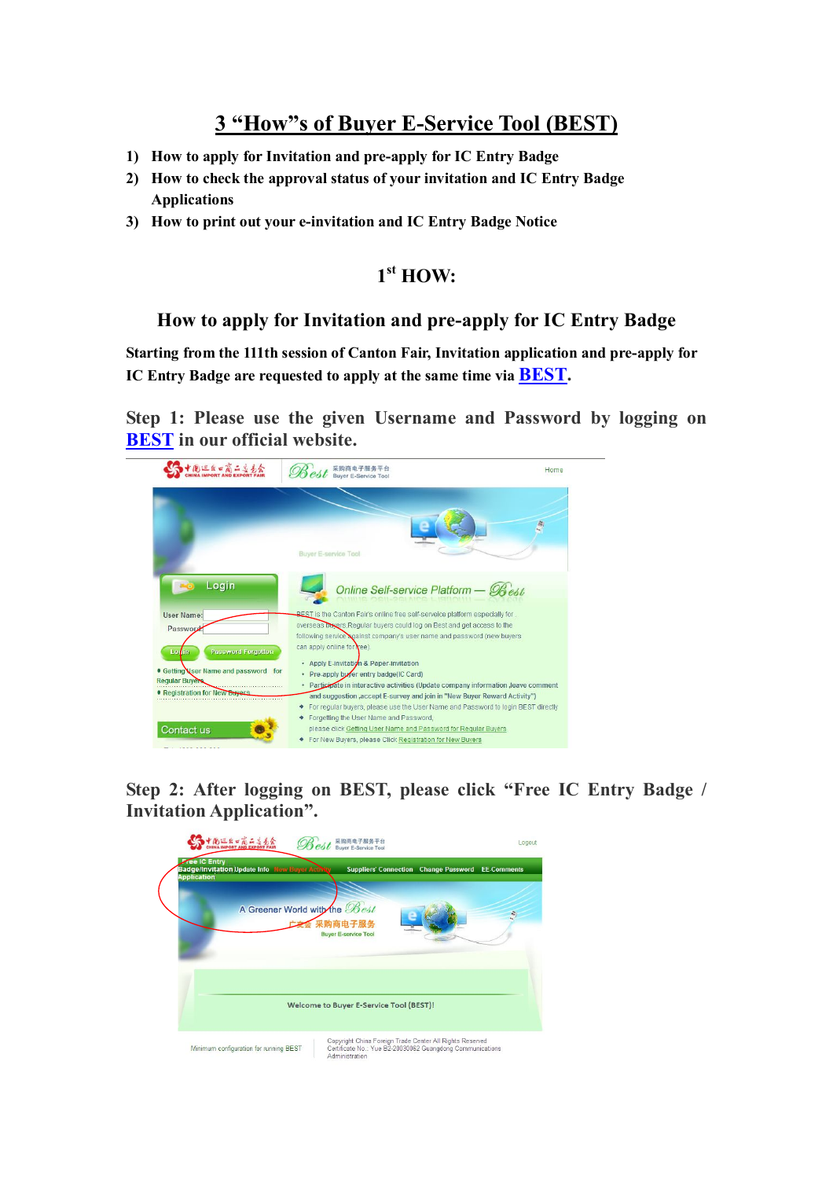# 3 "How"s of Buyer E-Service Tool (BEST)

1) How to apply for Invitation and pre-apply for IC Entry Badge
2) How to check the approval status of your invitation and IC Entry Badge Applications
3) How to print out your e-invitation and IC Entry Badge Notice

## 1st HOW:

## How to apply for Invitation and pre-apply for IC Entry Badge

**Starting from the 111th session of Canton Fair, Invitation application and pre-apply for IC Entry Badge are requested to apply at the same time via BEST.**

**Step 1: Please use the given Username and Password by logging on BEST in our official website.**

**Step 2: After logging on BEST, please click "Free IC Entry Badge / Invitation Application".**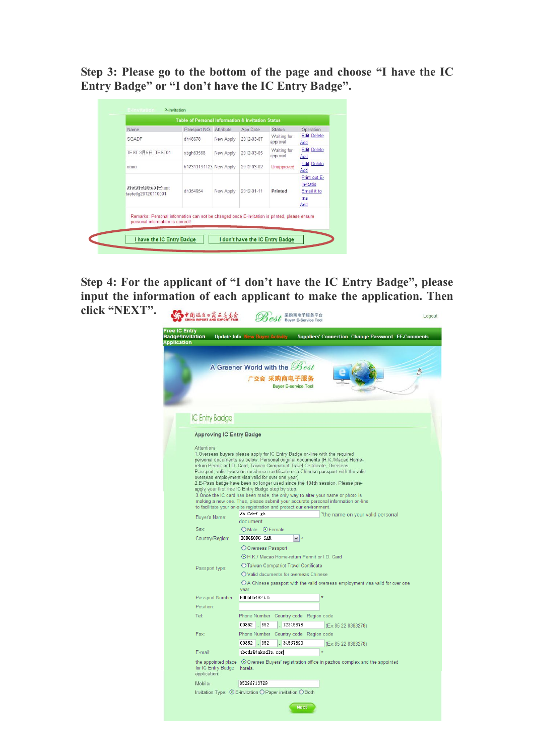**Step 3: Please go to the bottom of the page and choose "I have the IC Entry Badge" or "I don't have the IC Entry Badge".**

E-Invitation P-Invitation

Table of Personal Information & Invitation Status

| Name | Passport NO. | Attribute | App Date | Status | Operation |
|---|---|---|---|---|---|
| SGADF | dh48678 | New Apply | 2012-03-07 | Waiting for approval | Edit Delete Add |
| TEST 3月5日 TEST01 | xbgh63568 | New Apply | 2012-03-05 | Waiting for approval | Edit Delete Add |
| aaaa | h12313131123 | New Apply | 2012-03-02 | Unapproved | Edit Delete Add |
| 测试测试测试测试test testetlg20120110001 | dh354854 | New Apply | 2012-01-11 | Printed | Print out E-invitatio Email it to me Add |

Remarks: Personal information can not be changed once E-invitation is printed; please ensure personal information is correct!

I have the IC Entry Badge | I don't have the IC Entry Badge

**Step 4: For the applicant of "I don't have the IC Entry Badge", please input the information of each applicant to make the application. Then click "NEXT".**

中国进出口商品交易会 CHINA IMPORT AND EXPORT FAIR | Best 采购商电子服务平台 Buyer E-Service Tool | Logout

Free IC Entry Badge/Invitation Application | Update Info | New Buyer Activity | Suppliers' Connection | Change Password | EE-Comments

A Greener World with the Best
广交会 采购商电子服务
Buyer E-service Tool

IC Entry Badge

Approving IC Entry Badge

Attention:
1.Overseas buyers please apply for IC Entry Badge on-line with the required personal documents as below. Personal original documents (H.K./Macao Home-return Permit or I.D. Card, Taiwan Compatriot Travel Certificate, Overseas Passport, valid overseas residence certificate or a Chinese passport with the valid overseas employment visa valid for over one year)
2.E-Pass badge have been no longer used since the 104th session, Please pre-apply your first free IC Entry Badge step by step.
3.Once the IC card has been made, the only way to alter your name or photo is making a new one. Thus, please submit your accurate personal information on-line to facilitate your on-site registration and protect our environment.

Buyer's Name: Ab Cdef gh *the name on your valid personal document

Sex: ○Male ⦿Female

Country/Region: HONGKONG SAR *

Passport type:
○Overseas Passport
⦿H.K./ Macao Home-return Permit or I.D. Card
○Taiwan Compatriot Travel Certificate
○Valid documents for overseas Chinese
○A Chinese passport with the valid overseas employment visa valid for over one year

Passport Number: H00505492735 *

Position:

Tel: Phone Number Country code Region code
00852 - 852 - 12345678 (Ex.85 22 8383278)

Fax: Phone Number Country code Region code
00852 - 852 - 34567890 (Ex.85 22 8383278)

E-mail: abcde@jakadlp.com *

the appointed place for IC Entry Badge application: ⦿Overses Buyers' registration office in pazhou complex and the appointed hotels.

Mobile: 85296713729

Invitation Type: ⦿E-invitation ○Paper invitation ○Both

Next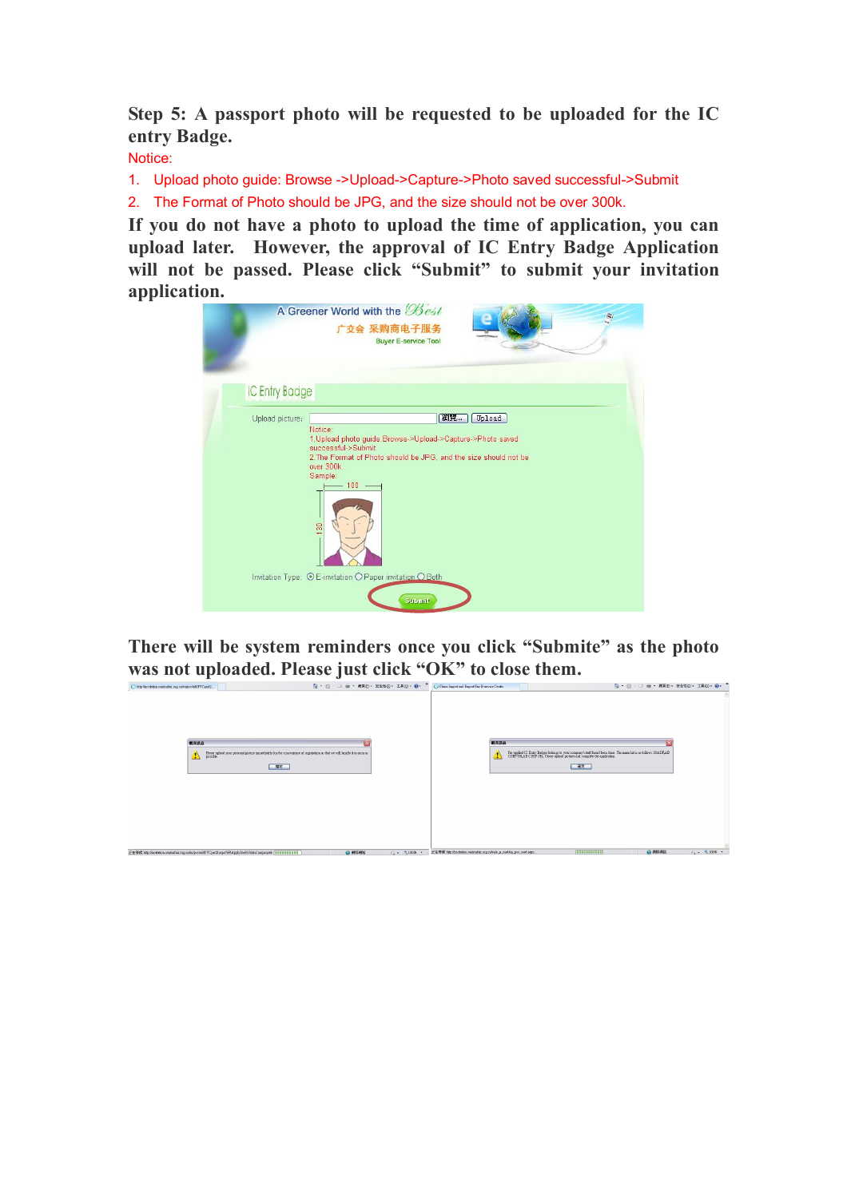**Step 5: A passport photo will be requested to be uploaded for the IC entry Badge.**

Notice:

1. Upload photo guide: Browse ->Upload->Capture->Photo saved successful->Submit
2. The Format of Photo should be JPG, and the size should not be over 300k.

**If you do not have a photo to upload the time of application, you can upload later. However, the approval of IC Entry Badge Application will not be passed. Please click "Submit" to submit your invitation application.**

**There will be system reminders once you click "Submite" as the photo was not uploaded. Please just click "OK" to close them.**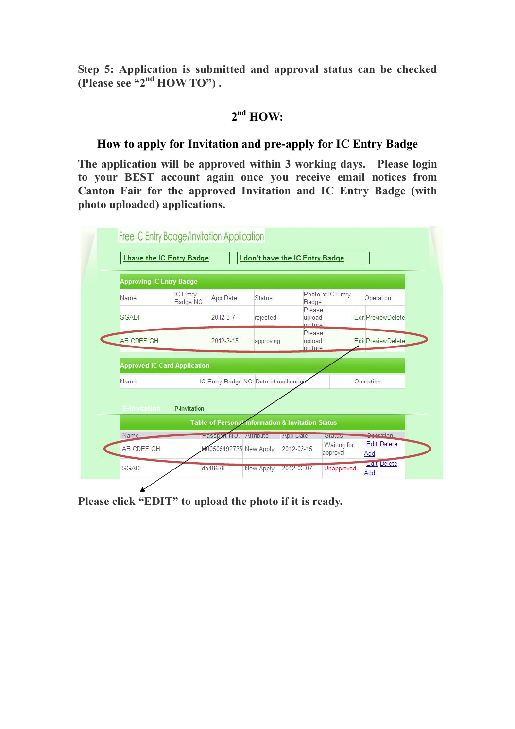**Step 5: Application is submitted and approval status can be checked (Please see "2nd HOW TO") .**

## 2nd HOW:

### How to apply for Invitation and pre-apply for IC Entry Badge

**The application will be approved within 3 working days. Please login to your BEST account again once you receive email notices from Canton Fair for the approved Invitation and IC Entry Badge (with photo uploaded) applications.**

Free IC Entry Badge/Invitation Application

I have the IC Entry Badge | I don't have the IC Entry Badge

**Approving IC Entry Badge**

| Name | IC Entry Badge NO | App Date | Status | Photo of IC Entry Badge | Operation |
|---|---|---|---|---|---|
| SGADF | | 2012-3-7 | rejected | Please upload picture | Edit Preview Delete |
| AB CDEF GH | | 2012-3-15 | approving | Please upload picture | Edit Preview Delete |

**Approved IC Card Application**

| Name | IC Entry Badge NO. | Date of application | Operation |
|---|---|---|---|

E-Invitation P-Invitation

**Table of Personal Information & Invitation Status**

| Name | Passport NO. | Attribute | App Date | Status | Operation |
|---|---|---|---|---|---|
| AB CDEF GH | H00505492735 | New Apply | 2012-03-15 | Waiting for approval | Edit Delete Add |
| SGADF | dh48678 | New Apply | 2012-03-07 | Unapproved | Edit Delete Add |

**Please click "EDIT" to upload the photo if it is ready.**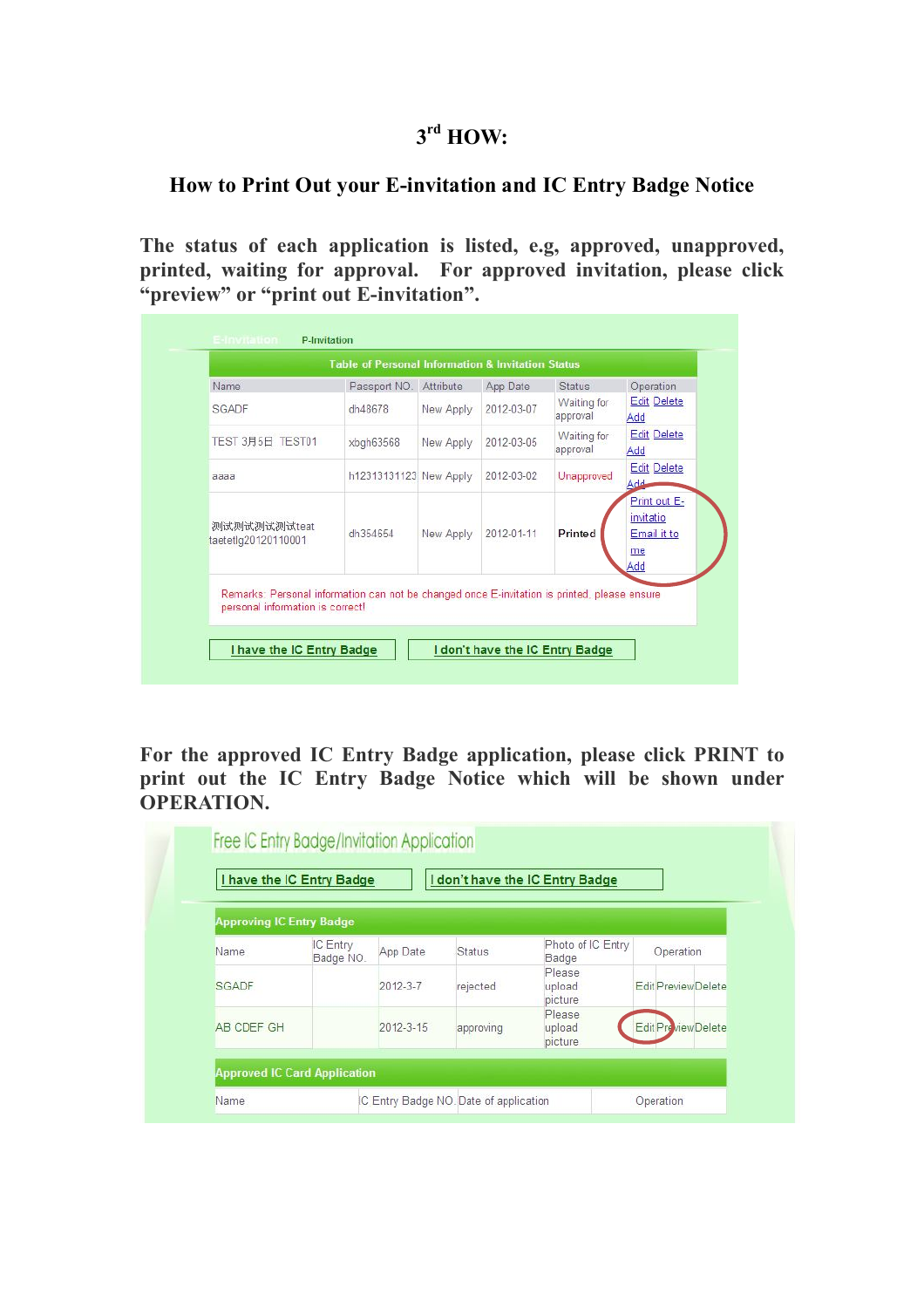# 3rd HOW:

## How to Print Out your E-invitation and IC Entry Badge Notice

**The status of each application is listed, e.g, approved, unapproved, printed, waiting for approval. For approved invitation, please click "preview" or "print out E-invitation".**

E-Invitation P-Invitation

Table of Personal Information & Invitation Status

| Name | Passport NO. | Attribute | App Date | Status | Operation |
|---|---|---|---|---|---|
| SGADF | dh48678 | New Apply | 2012-03-07 | Waiting for approval | Edit Delete Add |
| TEST 3月5日 TEST01 | xbgh63568 | New Apply | 2012-03-05 | Waiting for approval | Edit Delete Add |
| aaaa | h12313131123 | New Apply | 2012-03-02 | Unapproved | Edit Delete Add |
| 测试测试测试测试teat taetetlg20120110001 | dh354654 | New Apply | 2012-01-11 | Printed | Print out E-invitatio Email it to me Add |

Remarks: Personal information can not be changed once E-invitation is printed, please ensure personal information is correct!

I have the IC Entry Badge    I don't have the IC Entry Badge

**For the approved IC Entry Badge application, please click PRINT to print out the IC Entry Badge Notice which will be shown under OPERATION.**

Free IC Entry Badge/Invitation Application

I have the IC Entry Badge    I don't have the IC Entry Badge

Approving IC Entry Badge

| Name | IC Entry Badge NO. | App Date | Status | Photo of IC Entry Badge | Operation |
|---|---|---|---|---|---|
| SGADF | | 2012-3-7 | rejected | Please upload picture | Edit Preview Delete |
| AB CDEF GH | | 2012-3-15 | approving | Please upload picture | Edit Preview Delete |

Approved IC Card Application

| Name | IC Entry Badge NO. | Date of application | Operation |
|---|---|---|---|